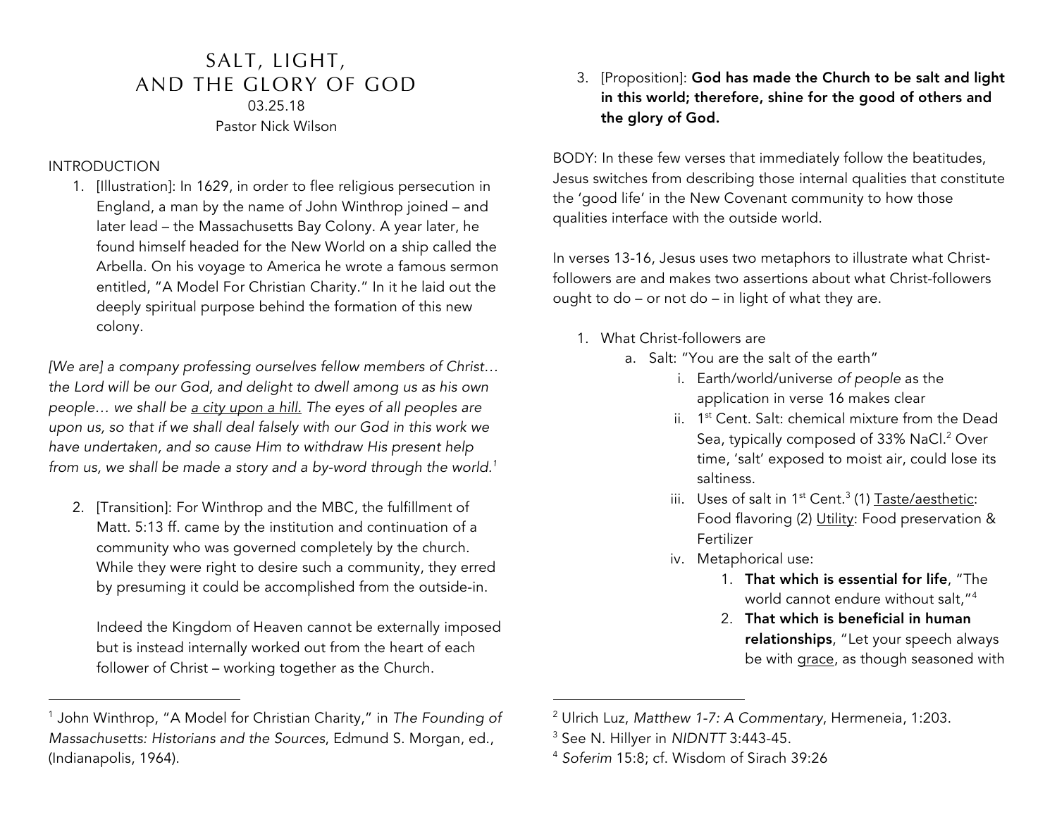# SALT, LIGHT, AND THE GLORY OF GOD

03.25.18

Pastor Nick Wilson

## INTRODUCTION

1. [Illustration]: In 1629, in order to flee religious persecution in England, a man by the name of John Winthrop joined – and later lead – the Massachusetts Bay Colony. A year later, he found himself headed for the New World on a ship called the Arbella. On his voyage to America he wrote a famous sermon entitled, "A Model For Christian Charity." In it he laid out the deeply spiritual purpose behind the formation of this new colony.

*[We are] a company professing ourselves fellow members of Christ… the Lord will be our God, and delight to dwell among us as his own people… we shall be a city upon a hill. The eyes of all peoples are upon us, so that if we shall deal falsely with our God in this work we have undertaken, and so cause Him to withdraw His present help from us, we shall be made a story and a by-word through the world.*[1]

2. [Transition]: For Winthrop and the MBC, the fulfillment of Matt. 5:13 ff. came by the institution and continuation of a community who was governed completely by the church. While they were right to desire such a community, they erred by presuming it could be accomplished from the outside-in.

   Indeed the Kingdom of Heaven cannot be externally imposed but is instead internally worked out from the heart of each follower of Christ – working together as the Church.

3. [Proposition]: **God has made the Church to be salt and light in this world; therefore, shine for the good of others and the glory of God.**

BODY: In these few verses that immediately follow the beatitudes, Jesus switches from describing those internal qualities that constitute the 'good life' in the New Covenant community to how those qualities interface with the outside world.

In verses 13-16, Jesus uses two metaphors to illustrate what Christ-followers are and makes two assertions about what Christ-followers ought to do – or not do – in light of what they are.

1. What Christ-followers are
   a. Salt: "You are the salt of the earth"
      i. Earth/world/universe *of people* as the application in verse 16 makes clear
      ii. 1st Cent. Salt: chemical mixture from the Dead Sea, typically composed of 33% NaCl.[2] Over time, 'salt' exposed to moist air, could lose its saltiness.
      iii. Uses of salt in 1st Cent.[3] (1) Taste/aesthetic: Food flavoring (2) Utility: Food preservation & Fertilizer
      iv. Metaphorical use:
         1. **That which is essential for life**, "The world cannot endure without salt,"[4]
         2. **That which is beneficial in human relationships**, "Let your speech always be with grace, as though seasoned with

---

[1] John Winthrop, "A Model for Christian Charity," in *The Founding of Massachusetts: Historians and the Sources*, Edmund S. Morgan, ed., (Indianapolis, 1964).

[2] Ulrich Luz, *Matthew 1-7: A Commentary*, Hermeneia, 1:203.

[3] See N. Hillyer in *NIDNTT* 3:443-45.

[4] *Soferim* 15:8; cf. Wisdom of Sirach 39:26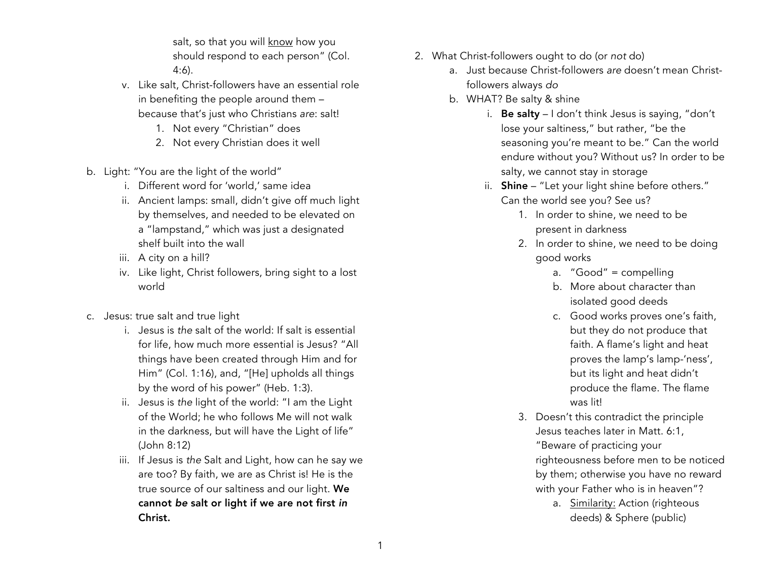salt, so that you will <u>know</u> how you should respond to each person" (Col. 4:6).

   v. Like salt, Christ-followers have an essential role in benefiting the people around them – because that's just who Christians *are*: salt!
      1. Not every "Christian" does
      2. Not every Christian does it well

b. Light: "You are the light of the world"
   i. Different word for 'world,' same idea
   ii. Ancient lamps: small, didn't give off much light by themselves, and needed to be elevated on a "lampstand," which was just a designated shelf built into the wall
   iii. A city on a hill?
   iv. Like light, Christ followers, bring sight to a lost world

c. Jesus: true salt and true light
   i. Jesus is *the* salt of the world: If salt is essential for life, how much more essential is Jesus? "All things have been created through Him and for Him" (Col. 1:16), and, "[He] upholds all things by the word of his power" (Heb. 1:3).
   ii. Jesus is *the* light of the world: "I am the Light of the World; he who follows Me will not walk in the darkness, but will have the Light of life" (John 8:12)
   iii. If Jesus is *the* Salt and Light, how can he say we are too? By faith, we are as Christ is! He is the true source of our saltiness and our light. **We cannot *be* salt or light if we are not first *in* Christ.**

2. What Christ-followers ought to do (or *not* do)
   a. Just because Christ-followers *are* doesn't mean Christ-followers always *do*
   b. WHAT? Be salty & shine
      i. **Be salty** – I don't think Jesus is saying, "don't lose your saltiness," but rather, "be the seasoning you're meant to be." Can the world endure without you? Without us? In order to be salty, we cannot stay in storage
      ii. **Shine** – "Let your light shine before others." Can the world see you? See us?
         1. In order to shine, we need to be present in darkness
         2. In order to shine, we need to be doing good works
            a. "Good" = compelling
            b. More about character than isolated good deeds
            c. Good works proves one's faith, but they do not produce that faith. A flame's light and heat proves the lamp's lamp-'ness', but its light and heat didn't produce the flame. The flame was lit!
         3. Doesn't this contradict the principle Jesus teaches later in Matt. 6:1, "Beware of practicing your righteousness before men to be noticed by them; otherwise you have no reward with your Father who is in heaven"?
            a. <u>Similarity:</u> Action (righteous deeds) & Sphere (public)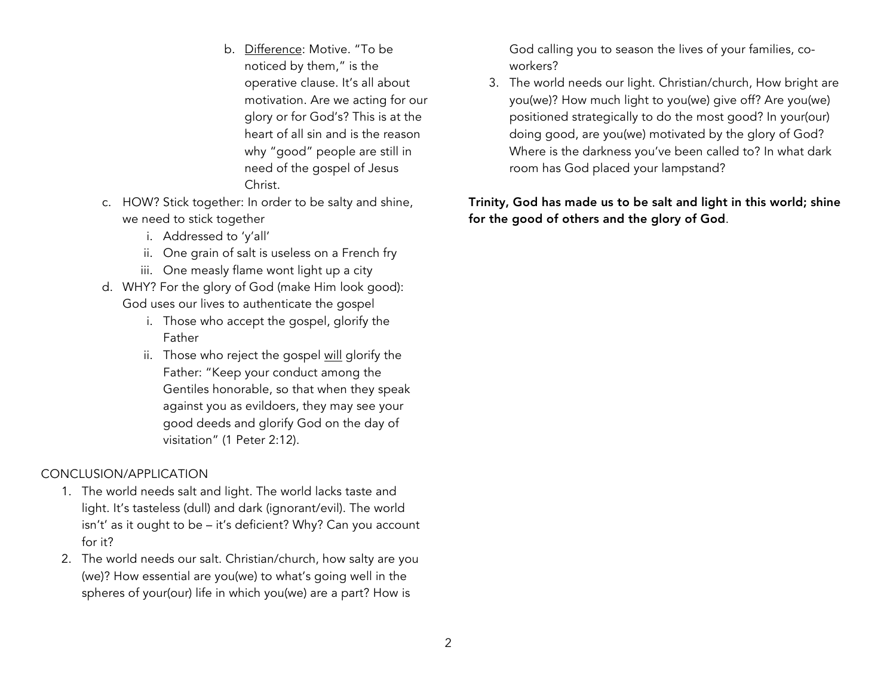b. <u>Difference</u>: Motive. “To be noticed by them,” is the operative clause. It’s all about motivation. Are we acting for our glory or for God’s? This is at the heart of all sin and is the reason why “good” people are still in need of the gospel of Jesus Christ.

c. HOW? Stick together: In order to be salty and shine, we need to stick together
   i. Addressed to ‘y’all’
   ii. One grain of salt is useless on a French fry
   iii. One measly flame wont light up a city

d. WHY? For the glory of God (make Him look good): God uses our lives to authenticate the gospel
   i. Those who accept the gospel, glorify the Father
   ii. Those who reject the gospel <u>will</u> glorify the Father: “Keep your conduct among the Gentiles honorable, so that when they speak against you as evildoers, they may see your good deeds and glorify God on the day of visitation” (1 Peter 2:12).

CONCLUSION/APPLICATION

1. The world needs salt and light. The world lacks taste and light. It’s tasteless (dull) and dark (ignorant/evil). The world isn’t’ as it ought to be – it’s deficient? Why? Can you account for it?
2. The world needs our salt. Christian/church, how salty are you (we)? How essential are you(we) to what’s going well in the spheres of your(our) life in which you(we) are a part? How is God calling you to season the lives of your families, co-workers?
3. The world needs our light. Christian/church, How bright are you(we)? How much light to you(we) give off? Are you(we) positioned strategically to do the most good? In your(our) doing good, are you(we) motivated by the glory of God? Where is the darkness you’ve been called to? In what dark room has God placed your lampstand?

**Trinity, God has made us to be salt and light in this world; shine for the good of others and the glory of God**.